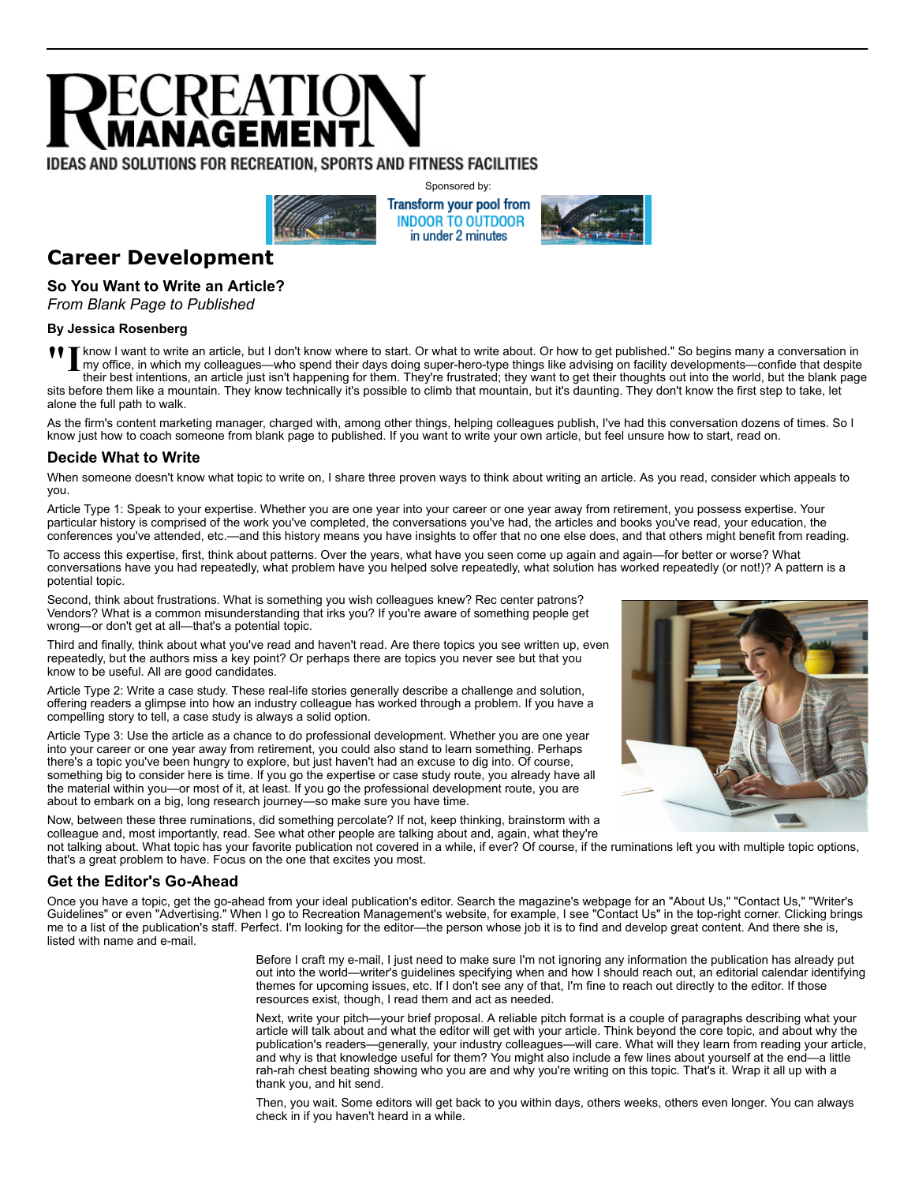# Recreation Management

IDEAS AND SOLUTIONS FOR RECREATION, SPORTS AND FITNESS FACILITIES

Sponsored by:

Transform your pool from INDOOR TO OUTDOOR in under 2 minutes

## Career Development

### So You Want to Write an Article?

*From Blank Page to Published*

**By Jessica Rosenberg**

"I know I want to write an article, but I don't know where to start. Or what to write about. Or how to get published." So begins many a conversation in my office, in which my colleagues—who spend their days doing super-hero-type things like advising on facility developments—confide that despite their best intentions, an article just isn't happening for them. They're frustrated; they want to get their thoughts out into the world, but the blank page sits before them like a mountain. They know technically it's possible to climb that mountain, but it's daunting. They don't know the first step to take, let alone the full path to walk.

As the firm's content marketing manager, charged with, among other things, helping colleagues publish, I've had this conversation dozens of times. So I know just how to coach someone from blank page to published. If you want to write your own article, but feel unsure how to start, read on.

### Decide What to Write

When someone doesn't know what topic to write on, I share three proven ways to think about writing an article. As you read, consider which appeals to you.

Article Type 1: Speak to your expertise. Whether you are one year into your career or one year away from retirement, you possess expertise. Your particular history is comprised of the work you've completed, the conversations you've had, the articles and books you've read, your education, the conferences you've attended, etc.—and this history means you have insights to offer that no one else does, and that others might benefit from reading.

To access this expertise, first, think about patterns. Over the years, what have you seen come up again and again—for better or worse? What conversations have you had repeatedly, what problem have you helped solve repeatedly, what solution has worked repeatedly (or not!)? A pattern is a potential topic.

Second, think about frustrations. What is something you wish colleagues knew? Rec center patrons? Vendors? What is a common misunderstanding that irks you? If you're aware of something people get wrong—or don't get at all—that's a potential topic.

Third and finally, think about what you've read and haven't read. Are there topics you see written up, even repeatedly, but the authors miss a key point? Or perhaps there are topics you never see but that you know to be useful. All are good candidates.

Article Type 2: Write a case study. These real-life stories generally describe a challenge and solution, offering readers a glimpse into how an industry colleague has worked through a problem. If you have a compelling story to tell, a case study is always a solid option.

Article Type 3: Use the article as a chance to do professional development. Whether you are one year into your career or one year away from retirement, you could also stand to learn something. Perhaps there's a topic you've been hungry to explore, but just haven't had an excuse to dig into. Of course, something big to consider here is time. If you go the expertise or case study route, you already have all the material within you—or most of it, at least. If you go the professional development route, you are about to embark on a big, long research journey—so make sure you have time.

Now, between these three ruminations, did something percolate? If not, keep thinking, brainstorm with a colleague and, most importantly, read. See what other people are talking about and, again, what they're not talking about. What topic has your favorite publication not covered in a while, if ever? Of course, if the ruminations left you with multiple topic options, that's a great problem to have. Focus on the one that excites you most.

### Get the Editor's Go-Ahead

Once you have a topic, get the go-ahead from your ideal publication's editor. Search the magazine's webpage for an "About Us," "Contact Us," "Writer's Guidelines" or even "Advertising." When I go to Recreation Management's website, for example, I see "Contact Us" in the top-right corner. Clicking brings me to a list of the publication's staff. Perfect. I'm looking for the editor—the person whose job it is to find and develop great content. And there she is, listed with name and e-mail.

Before I craft my e-mail, I just need to make sure I'm not ignoring any information the publication has already put out into the world—writer's guidelines specifying when and how I should reach out, an editorial calendar identifying themes for upcoming issues, etc. If I don't see any of that, I'm fine to reach out directly to the editor. If those resources exist, though, I read them and act as needed.

Next, write your pitch—your brief proposal. A reliable pitch format is a couple of paragraphs describing what your article will talk about and what the editor will get with your article. Think beyond the core topic, and about why the publication's readers—generally, your industry colleagues—will care. What will they learn from reading your article, and why is that knowledge useful for them? You might also include a few lines about yourself at the end—a little rah-rah chest beating showing who you are and why you're writing on this topic. That's it. Wrap it all up with a thank you, and hit send.

Then, you wait. Some editors will get back to you within days, others weeks, others even longer. You can always check in if you haven't heard in a while.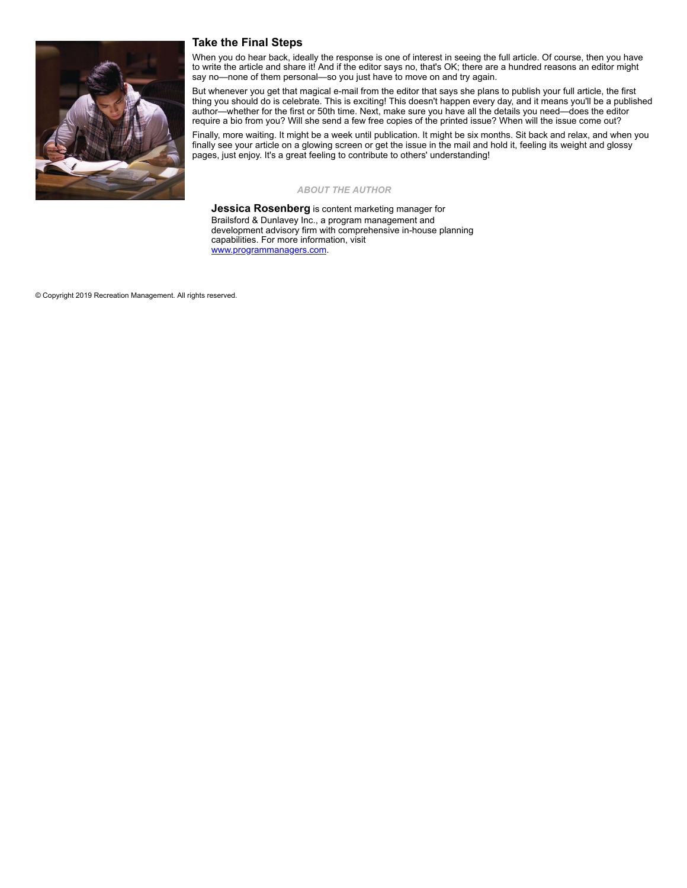### Take the Final Steps

When you do hear back, ideally the response is one of interest in seeing the full article. Of course, then you have to write the article and share it! And if the editor says no, that's OK; there are a hundred reasons an editor might say no—none of them personal—so you just have to move on and try again.

But whenever you get that magical e-mail from the editor that says she plans to publish your full article, the first thing you should do is celebrate. This is exciting! This doesn't happen every day, and it means you'll be a published author—whether for the first or 50th time. Next, make sure you have all the details you need—does the editor require a bio from you? Will she send a few free copies of the printed issue? When will the issue come out?

Finally, more waiting. It might be a week until publication. It might be six months. Sit back and relax, and when you finally see your article on a glowing screen or get the issue in the mail and hold it, feeling its weight and glossy pages, just enjoy. It's a great feeling to contribute to others' understanding!

*ABOUT THE AUTHOR*

**Jessica Rosenberg** is content marketing manager for Brailsford & Dunlavey Inc., a program management and development advisory firm with comprehensive in-house planning capabilities. For more information, visit www.programmanagers.com.

© Copyright 2019 Recreation Management. All rights reserved.